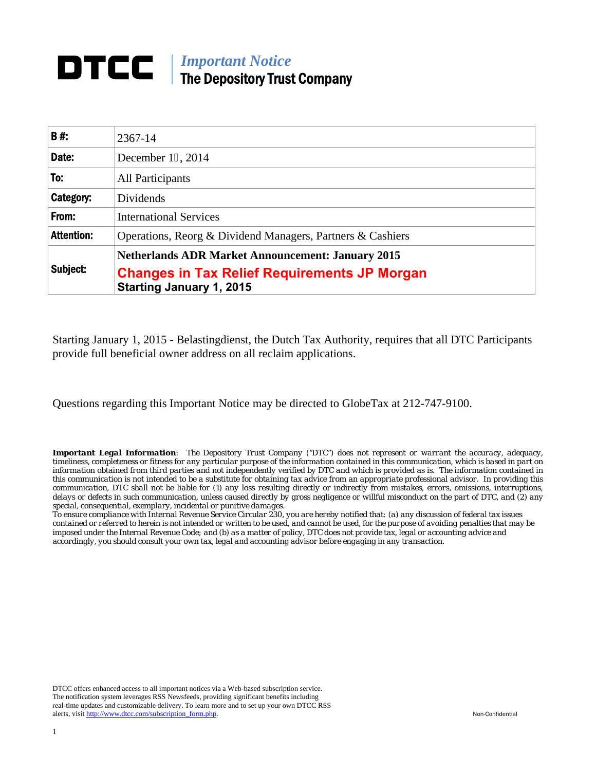# DTCC | *Important Notice*
## The Depository Trust Company

| | |
|---|---|
| **B #:** | 2367-14 |
| **Date:** | December 1, 2014 |
| **To:** | All Participants |
| **Category:** | Dividends |
| **From:** | International Services |
| **Attention:** | Operations, Reorg & Dividend Managers, Partners & Cashiers |
| **Subject:** | **Netherlands ADR Market Announcement: January 2015** **Changes in Tax Relief Requirements JP Morgan** **Starting January 1, 2015** |

Starting January 1, 2015 - Belastingdienst, the Dutch Tax Authority, requires that all DTC Participants provide full beneficial owner address on all reclaim applications.

Questions regarding this Important Notice may be directed to GlobeTax at 212-747-9100.

***Important Legal Information***: The Depository Trust Company ("DTC") does not represent or warrant the accuracy, adequacy, timeliness, completeness or fitness for any particular purpose of the information contained in this communication, which is based in part on information obtained from third parties and not independently verified by DTC and which is provided as is. The information contained in this communication is not intended to be a substitute for obtaining tax advice from an appropriate professional advisor. In providing this communication, DTC shall not be liable for (1) any loss resulting directly or indirectly from mistakes, errors, omissions, interruptions, delays or defects in such communication, unless caused directly by gross negligence or willful misconduct on the part of DTC, and (2) any special, consequential, exemplary, incidental or punitive damages.

*To ensure compliance with Internal Revenue Service Circular 230, you are hereby notified that: (a) any discussion of federal tax issues contained or referred to herein is not intended or written to be used, and cannot be used, for the purpose of avoiding penalties that may be imposed under the Internal Revenue Code; and (b) as a matter of policy, DTC does not provide tax, legal or accounting advice and accordingly, you should consult your own tax, legal and accounting advisor before engaging in any transaction.*

DTCC offers enhanced access to all important notices via a Web-based subscription service. The notification system leverages RSS Newsfeeds, providing significant benefits including real-time updates and customizable delivery. To learn more and to set up your own DTCC RSS alerts, visit http://www.dtcc.com/subscription_form.php.

Non-Confidential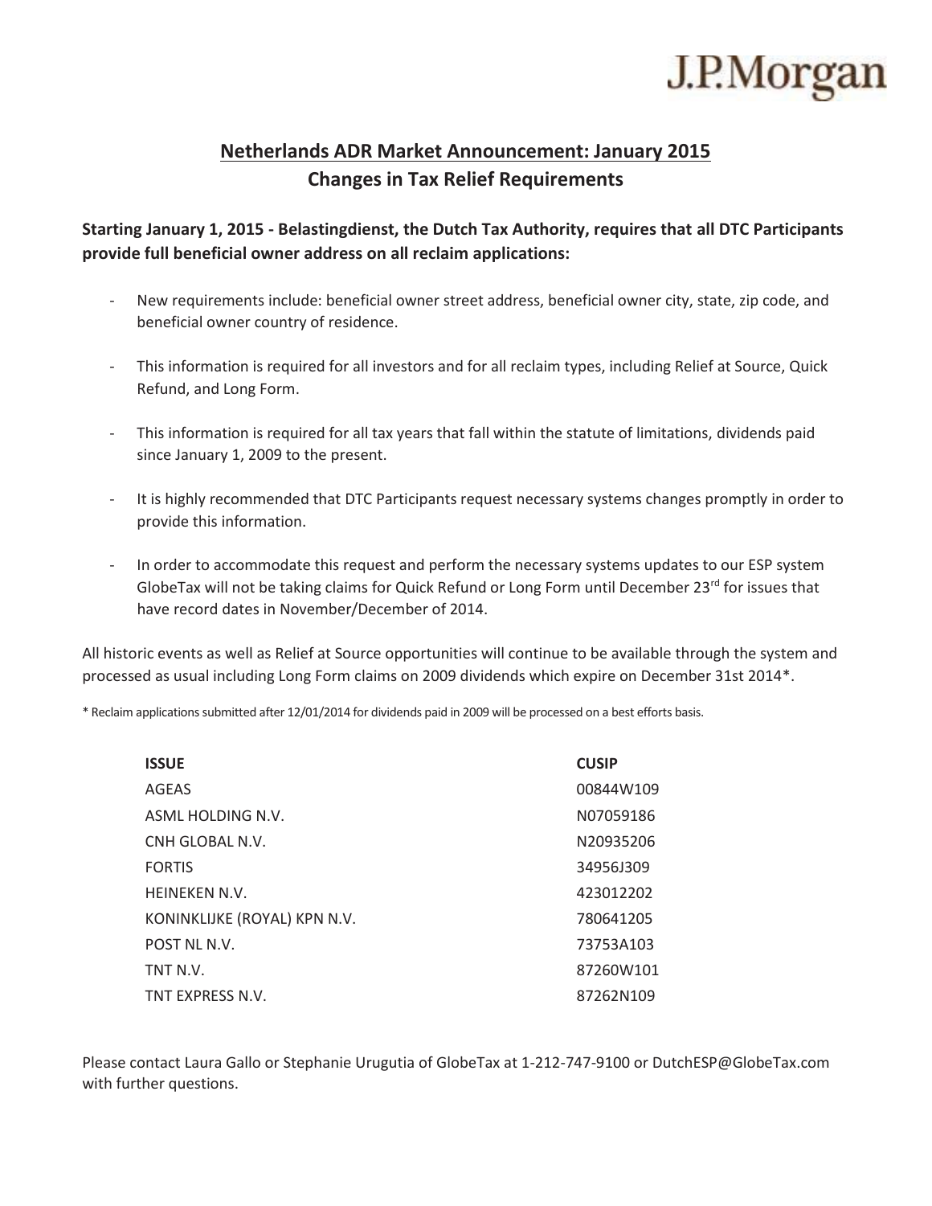J.P.Morgan

## Netherlands ADR Market Announcement: January 2015
## Changes in Tax Relief Requirements

**Starting January 1, 2015 - Belastingdienst, the Dutch Tax Authority, requires that all DTC Participants provide full beneficial owner address on all reclaim applications:**

- New requirements include: beneficial owner street address, beneficial owner city, state, zip code, and beneficial owner country of residence.
- This information is required for all investors and for all reclaim types, including Relief at Source, Quick Refund, and Long Form.
- This information is required for all tax years that fall within the statute of limitations, dividends paid since January 1, 2009 to the present.
- It is highly recommended that DTC Participants request necessary systems changes promptly in order to provide this information.
- In order to accommodate this request and perform the necessary systems updates to our ESP system GlobeTax will not be taking claims for Quick Refund or Long Form until December 23rd for issues that have record dates in November/December of 2014.

All historic events as well as Relief at Source opportunities will continue to be available through the system and processed as usual including Long Form claims on 2009 dividends which expire on December 31st 2014*.

\* Reclaim applications submitted after 12/01/2014 for dividends paid in 2009 will be processed on a best efforts basis.

| ISSUE | CUSIP |
|---|---|
| AGEAS | 00844W109 |
| ASML HOLDING N.V. | N07059186 |
| CNH GLOBAL N.V. | N20935206 |
| FORTIS | 34956J309 |
| HEINEKEN N.V. | 423012202 |
| KONINKLIJKE (ROYAL) KPN N.V. | 780641205 |
| POST NL N.V. | 73753A103 |
| TNT N.V. | 87260W101 |
| TNT EXPRESS N.V. | 87262N109 |

Please contact Laura Gallo or Stephanie Urugutia of GlobeTax at 1-212-747-9100 or DutchESP@GlobeTax.com with further questions.